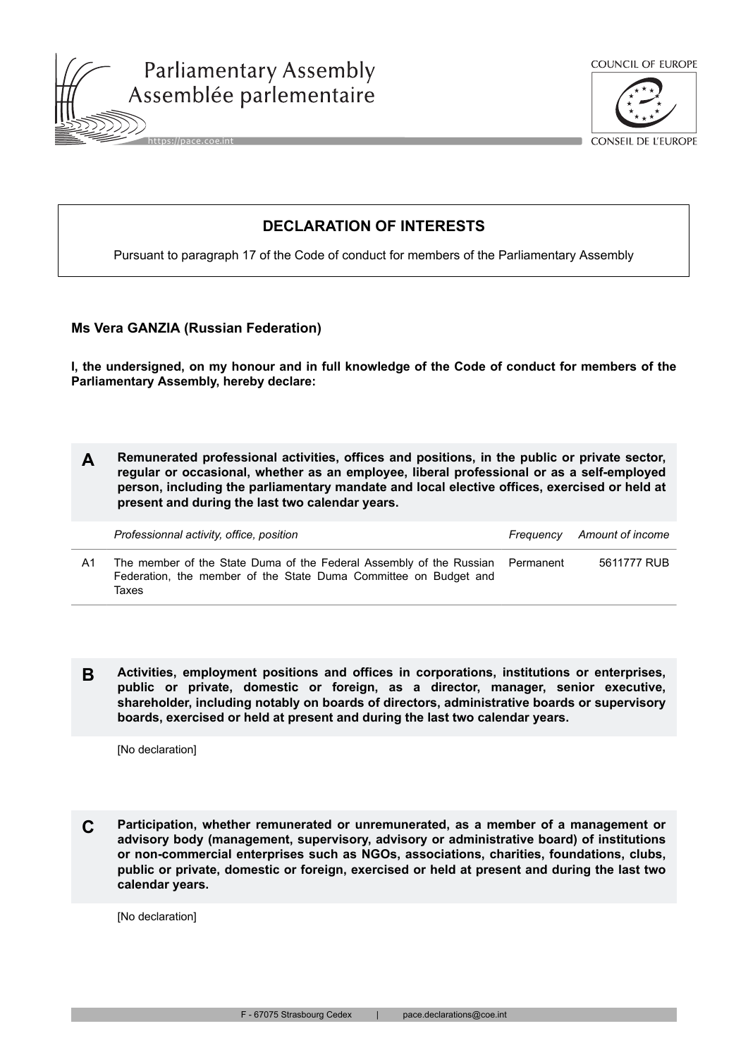Parliamentary Assembly
Assemblée parlementaire

COUNCIL OF EUROPE
CONSEIL DE L'EUROPE

# DECLARATION OF INTERESTS

Pursuant to paragraph 17 of the Code of conduct for members of the Parliamentary Assembly

**Ms Vera GANZIA (Russian Federation)**

**I, the undersigned, on my honour and in full knowledge of the Code of conduct for members of the Parliamentary Assembly, hereby declare:**

## A Remunerated professional activities, offices and positions, in the public or private sector, regular or occasional, whether as an employee, liberal professional or as a self-employed person, including the parliamentary mandate and local elective offices, exercised or held at present and during the last two calendar years.

| | *Professionnal activity, office, position* | *Frequency* | *Amount of income* |
|---|---|---|---|
| A1 | The member of the State Duma of the Federal Assembly of the Russian Federation, the member of the State Duma Committee on Budget and Taxes | Permanent | 5611777 RUB |

## B Activities, employment positions and offices in corporations, institutions or enterprises, public or private, domestic or foreign, as a director, manager, senior executive, shareholder, including notably on boards of directors, administrative boards or supervisory boards, exercised or held at present and during the last two calendar years.

[No declaration]

## C Participation, whether remunerated or unremunerated, as a member of a management or advisory body (management, supervisory, advisory or administrative board) of institutions or non-commercial enterprises such as NGOs, associations, charities, foundations, clubs, public or private, domestic or foreign, exercised or held at present and during the last two calendar years.

[No declaration]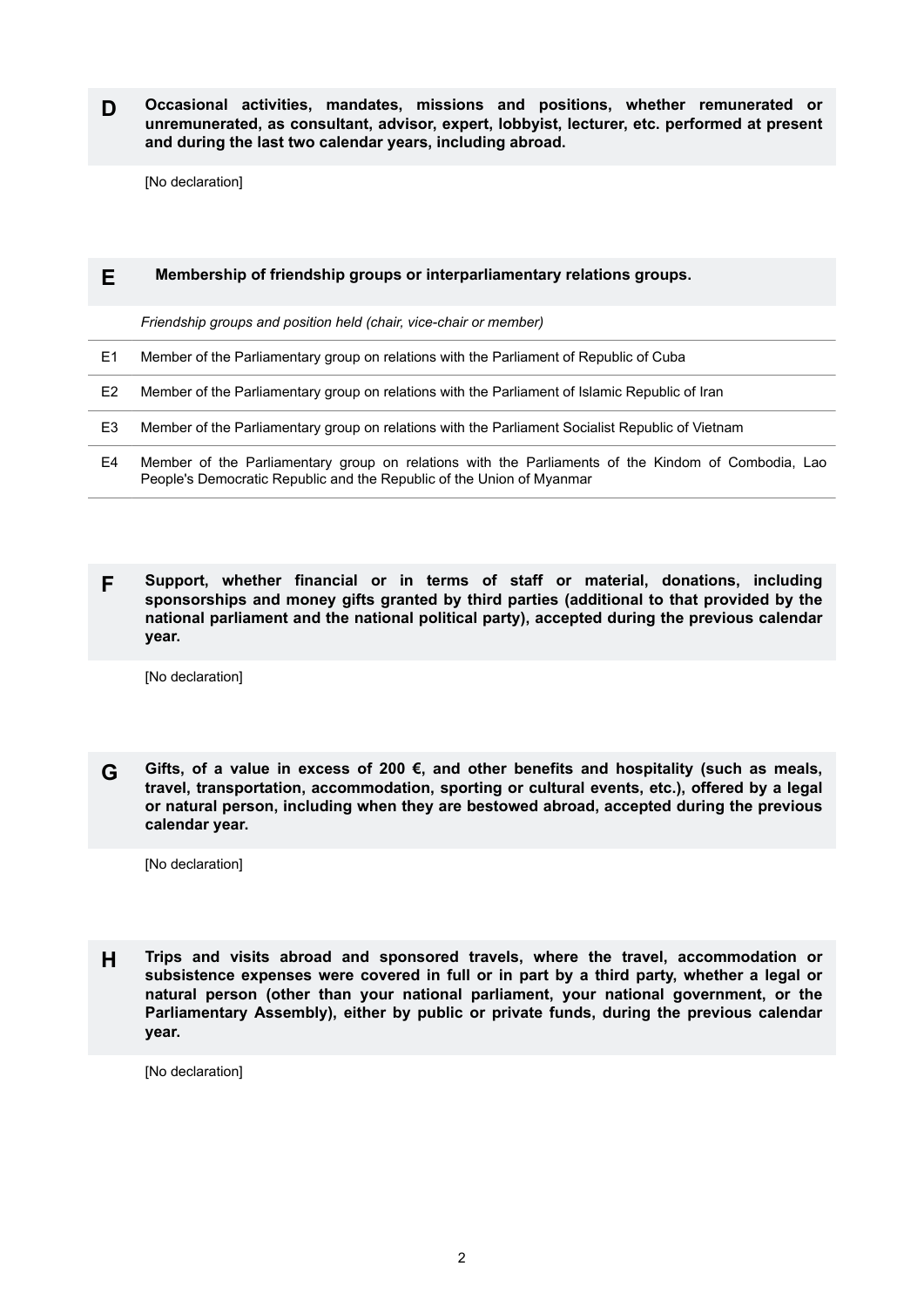## D Occasional activities, mandates, missions and positions, whether remunerated or unremunerated, as consultant, advisor, expert, lobbyist, lecturer, etc. performed at present and during the last two calendar years, including abroad.

[No declaration]

## E Membership of friendship groups or interparliamentary relations groups.

| | *Friendship groups and position held (chair, vice-chair or member)* |
|---|---|
| E1 | Member of the Parliamentary group on relations with the Parliament of Republic of Cuba |
| E2 | Member of the Parliamentary group on relations with the Parliament of Islamic Republic of Iran |
| E3 | Member of the Parliamentary group on relations with the Parliament Socialist Republic of Vietnam |
| E4 | Member of the Parliamentary group on relations with the Parliaments of the Kindom of Combodia, Lao People's Democratic Republic and the Republic of the Union of Myanmar |

## F Support, whether financial or in terms of staff or material, donations, including sponsorships and money gifts granted by third parties (additional to that provided by the national parliament and the national political party), accepted during the previous calendar year.

[No declaration]

## G Gifts, of a value in excess of 200 €, and other benefits and hospitality (such as meals, travel, transportation, accommodation, sporting or cultural events, etc.), offered by a legal or natural person, including when they are bestowed abroad, accepted during the previous calendar year.

[No declaration]

## H Trips and visits abroad and sponsored travels, where the travel, accommodation or subsistence expenses were covered in full or in part by a third party, whether a legal or natural person (other than your national parliament, your national government, or the Parliamentary Assembly), either by public or private funds, during the previous calendar year.

[No declaration]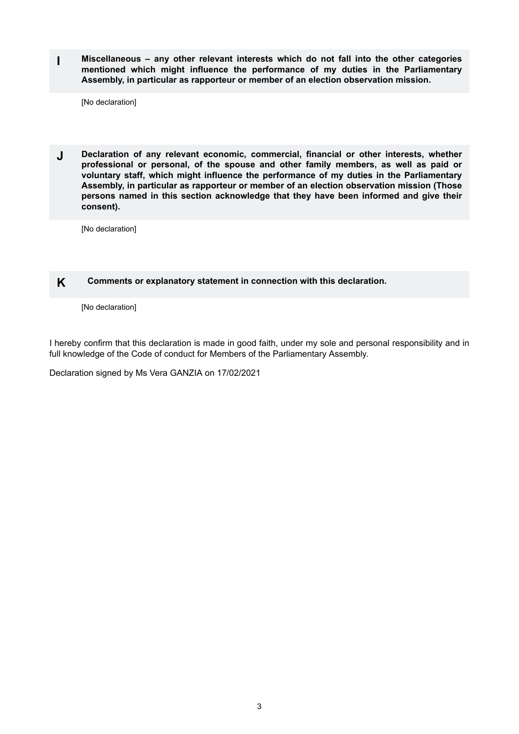**I** **Miscellaneous – any other relevant interests which do not fall into the other categories mentioned which might influence the performance of my duties in the Parliamentary Assembly, in particular as rapporteur or member of an election observation mission.**

[No declaration]

**J** **Declaration of any relevant economic, commercial, financial or other interests, whether professional or personal, of the spouse and other family members, as well as paid or voluntary staff, which might influence the performance of my duties in the Parliamentary Assembly, in particular as rapporteur or member of an election observation mission (Those persons named in this section acknowledge that they have been informed and give their consent).**

[No declaration]

**K** **Comments or explanatory statement in connection with this declaration.**

[No declaration]

I hereby confirm that this declaration is made in good faith, under my sole and personal responsibility and in full knowledge of the Code of conduct for Members of the Parliamentary Assembly.

Declaration signed by Ms Vera GANZIA on 17/02/2021